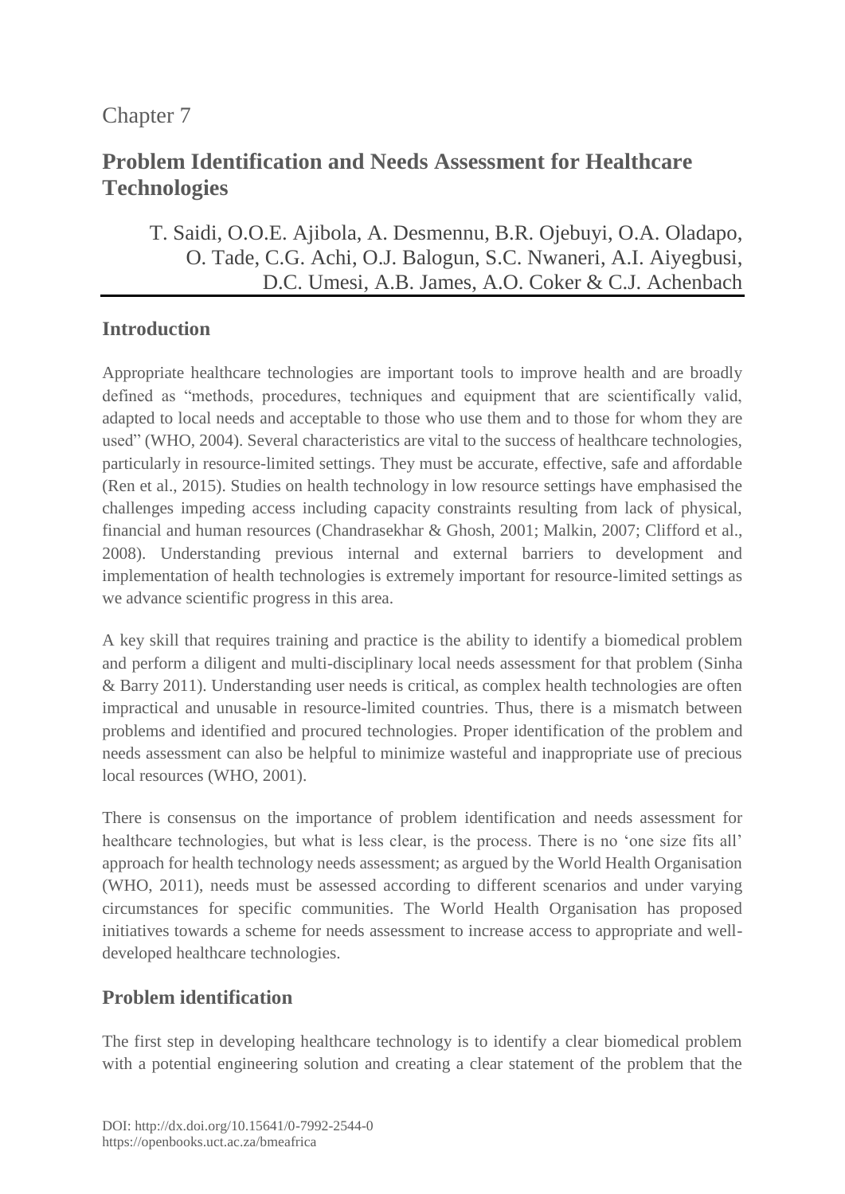Chapter 7

# Problem Identification and Needs Assessment for Healthcare Technologies

T. Saidi, O.O.E. Ajibola, A. Desmennu, B.R. Ojebuyi, O.A. Oladapo, O. Tade, C.G. Achi, O.J. Balogun, S.C. Nwaneri, A.I. Aiyegbusi, D.C. Umesi, A.B. James, A.O. Coker & C.J. Achenbach

## Introduction

Appropriate healthcare technologies are important tools to improve health and are broadly defined as "methods, procedures, techniques and equipment that are scientifically valid, adapted to local needs and acceptable to those who use them and to those for whom they are used" (WHO, 2004). Several characteristics are vital to the success of healthcare technologies, particularly in resource-limited settings. They must be accurate, effective, safe and affordable (Ren et al., 2015). Studies on health technology in low resource settings have emphasised the challenges impeding access including capacity constraints resulting from lack of physical, financial and human resources (Chandrasekhar & Ghosh, 2001; Malkin, 2007; Clifford et al., 2008). Understanding previous internal and external barriers to development and implementation of health technologies is extremely important for resource-limited settings as we advance scientific progress in this area.

A key skill that requires training and practice is the ability to identify a biomedical problem and perform a diligent and multi-disciplinary local needs assessment for that problem (Sinha & Barry 2011). Understanding user needs is critical, as complex health technologies are often impractical and unusable in resource-limited countries. Thus, there is a mismatch between problems and identified and procured technologies. Proper identification of the problem and needs assessment can also be helpful to minimize wasteful and inappropriate use of precious local resources (WHO, 2001).

There is consensus on the importance of problem identification and needs assessment for healthcare technologies, but what is less clear, is the process. There is no 'one size fits all' approach for health technology needs assessment; as argued by the World Health Organisation (WHO, 2011), needs must be assessed according to different scenarios and under varying circumstances for specific communities. The World Health Organisation has proposed initiatives towards a scheme for needs assessment to increase access to appropriate and well-developed healthcare technologies.

## Problem identification

The first step in developing healthcare technology is to identify a clear biomedical problem with a potential engineering solution and creating a clear statement of the problem that the

DOI: http://dx.doi.org/10.15641/0-7992-2544-0
https://openbooks.uct.ac.za/bmeafrica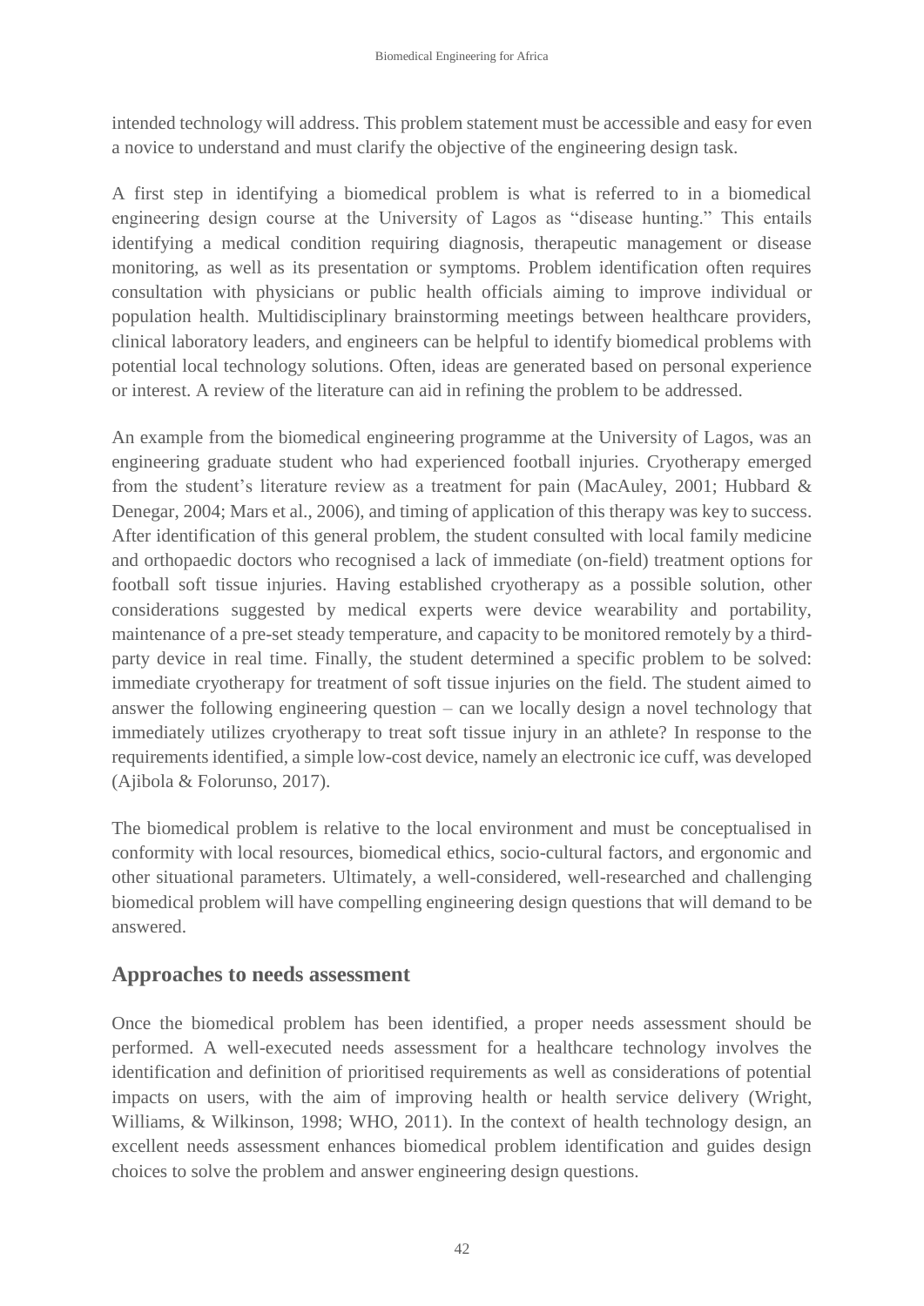intended technology will address. This problem statement must be accessible and easy for even a novice to understand and must clarify the objective of the engineering design task.

A first step in identifying a biomedical problem is what is referred to in a biomedical engineering design course at the University of Lagos as "disease hunting." This entails identifying a medical condition requiring diagnosis, therapeutic management or disease monitoring, as well as its presentation or symptoms. Problem identification often requires consultation with physicians or public health officials aiming to improve individual or population health. Multidisciplinary brainstorming meetings between healthcare providers, clinical laboratory leaders, and engineers can be helpful to identify biomedical problems with potential local technology solutions. Often, ideas are generated based on personal experience or interest. A review of the literature can aid in refining the problem to be addressed.

An example from the biomedical engineering programme at the University of Lagos, was an engineering graduate student who had experienced football injuries. Cryotherapy emerged from the student's literature review as a treatment for pain (MacAuley, 2001; Hubbard & Denegar, 2004; Mars et al., 2006), and timing of application of this therapy was key to success. After identification of this general problem, the student consulted with local family medicine and orthopaedic doctors who recognised a lack of immediate (on-field) treatment options for football soft tissue injuries. Having established cryotherapy as a possible solution, other considerations suggested by medical experts were device wearability and portability, maintenance of a pre-set steady temperature, and capacity to be monitored remotely by a third-party device in real time. Finally, the student determined a specific problem to be solved: immediate cryotherapy for treatment of soft tissue injuries on the field. The student aimed to answer the following engineering question – can we locally design a novel technology that immediately utilizes cryotherapy to treat soft tissue injury in an athlete? In response to the requirements identified, a simple low-cost device, namely an electronic ice cuff, was developed (Ajibola & Folorunso, 2017).

The biomedical problem is relative to the local environment and must be conceptualised in conformity with local resources, biomedical ethics, socio-cultural factors, and ergonomic and other situational parameters. Ultimately, a well-considered, well-researched and challenging biomedical problem will have compelling engineering design questions that will demand to be answered.

## Approaches to needs assessment

Once the biomedical problem has been identified, a proper needs assessment should be performed. A well-executed needs assessment for a healthcare technology involves the identification and definition of prioritised requirements as well as considerations of potential impacts on users, with the aim of improving health or health service delivery (Wright, Williams, & Wilkinson, 1998; WHO, 2011). In the context of health technology design, an excellent needs assessment enhances biomedical problem identification and guides design choices to solve the problem and answer engineering design questions.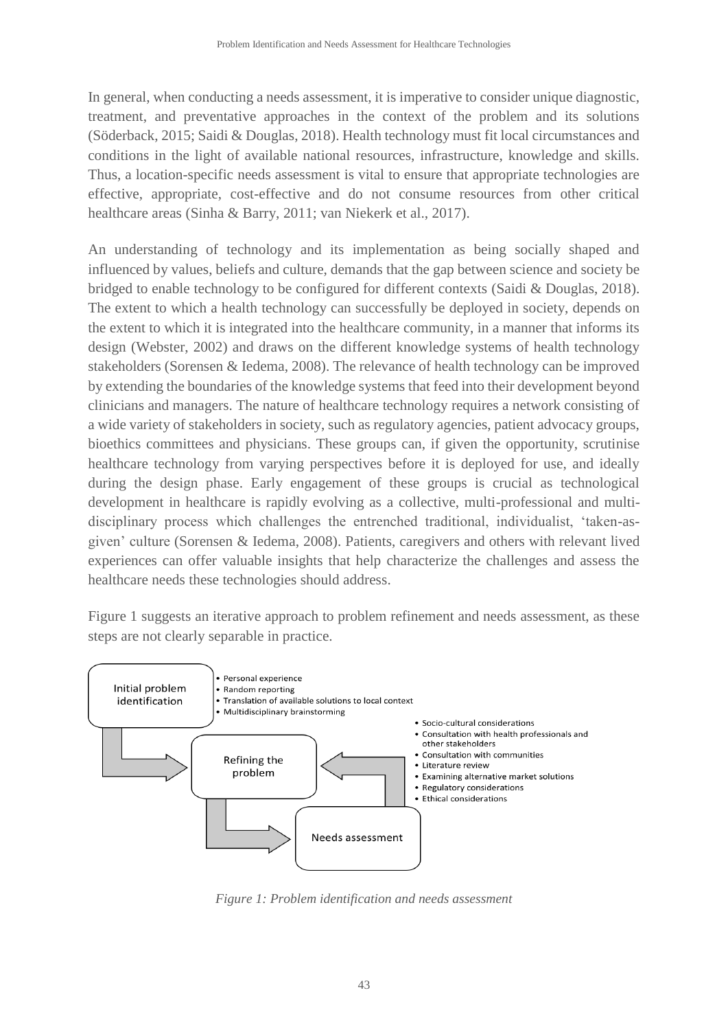In general, when conducting a needs assessment, it is imperative to consider unique diagnostic, treatment, and preventative approaches in the context of the problem and its solutions (Söderback, 2015; Saidi & Douglas, 2018). Health technology must fit local circumstances and conditions in the light of available national resources, infrastructure, knowledge and skills. Thus, a location-specific needs assessment is vital to ensure that appropriate technologies are effective, appropriate, cost-effective and do not consume resources from other critical healthcare areas (Sinha & Barry, 2011; van Niekerk et al., 2017).

An understanding of technology and its implementation as being socially shaped and influenced by values, beliefs and culture, demands that the gap between science and society be bridged to enable technology to be configured for different contexts (Saidi & Douglas, 2018). The extent to which a health technology can successfully be deployed in society, depends on the extent to which it is integrated into the healthcare community, in a manner that informs its design (Webster, 2002) and draws on the different knowledge systems of health technology stakeholders (Sorensen & Iedema, 2008). The relevance of health technology can be improved by extending the boundaries of the knowledge systems that feed into their development beyond clinicians and managers. The nature of healthcare technology requires a network consisting of a wide variety of stakeholders in society, such as regulatory agencies, patient advocacy groups, bioethics committees and physicians. These groups can, if given the opportunity, scrutinise healthcare technology from varying perspectives before it is deployed for use, and ideally during the design phase. Early engagement of these groups is crucial as technological development in healthcare is rapidly evolving as a collective, multi-professional and multi-disciplinary process which challenges the entrenched traditional, individualist, 'taken-as-given' culture (Sorensen & Iedema, 2008). Patients, caregivers and others with relevant lived experiences can offer valuable insights that help characterize the challenges and assess the healthcare needs these technologies should address.

Figure 1 suggests an iterative approach to problem refinement and needs assessment, as these steps are not clearly separable in practice.

Initial problem identification

- Personal experience
- Random reporting
- Translation of available solutions to local context
- Multidisciplinary brainstorming

Refining the problem

- Socio-cultural considerations
- Consultation with health professionals and other stakeholders
- Consultation with communities
- Literature review
- Examining alternative market solutions
- Regulatory considerations
- Ethical considerations

Needs assessment

*Figure 1: Problem identification and needs assessment*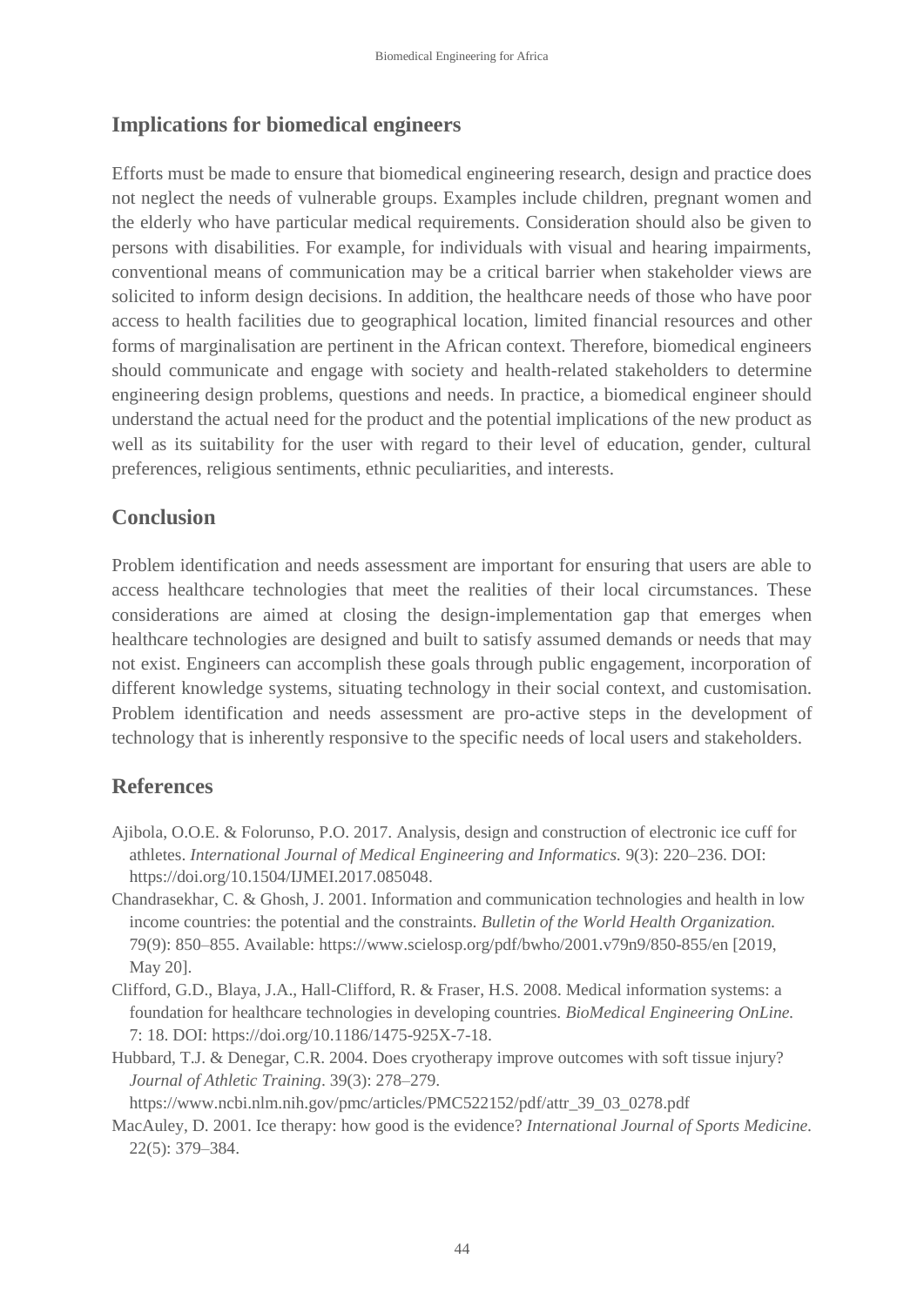## Implications for biomedical engineers

Efforts must be made to ensure that biomedical engineering research, design and practice does not neglect the needs of vulnerable groups. Examples include children, pregnant women and the elderly who have particular medical requirements. Consideration should also be given to persons with disabilities. For example, for individuals with visual and hearing impairments, conventional means of communication may be a critical barrier when stakeholder views are solicited to inform design decisions. In addition, the healthcare needs of those who have poor access to health facilities due to geographical location, limited financial resources and other forms of marginalisation are pertinent in the African context. Therefore, biomedical engineers should communicate and engage with society and health-related stakeholders to determine engineering design problems, questions and needs. In practice, a biomedical engineer should understand the actual need for the product and the potential implications of the new product as well as its suitability for the user with regard to their level of education, gender, cultural preferences, religious sentiments, ethnic peculiarities, and interests.

## Conclusion

Problem identification and needs assessment are important for ensuring that users are able to access healthcare technologies that meet the realities of their local circumstances. These considerations are aimed at closing the design-implementation gap that emerges when healthcare technologies are designed and built to satisfy assumed demands or needs that may not exist. Engineers can accomplish these goals through public engagement, incorporation of different knowledge systems, situating technology in their social context, and customisation. Problem identification and needs assessment are pro-active steps in the development of technology that is inherently responsive to the specific needs of local users and stakeholders.

## References

Ajibola, O.O.E. & Folorunso, P.O. 2017. Analysis, design and construction of electronic ice cuff for athletes. *International Journal of Medical Engineering and Informatics.* 9(3): 220–236. DOI: https://doi.org/10.1504/IJMEI.2017.085048.

Chandrasekhar, C. & Ghosh, J. 2001. Information and communication technologies and health in low income countries: the potential and the constraints. *Bulletin of the World Health Organization.* 79(9): 850–855. Available: https://www.scielosp.org/pdf/bwho/2001.v79n9/850-855/en [2019, May 20].

Clifford, G.D., Blaya, J.A., Hall-Clifford, R. & Fraser, H.S. 2008. Medical information systems: a foundation for healthcare technologies in developing countries. *BioMedical Engineering OnLine.* 7: 18. DOI: https://doi.org/10.1186/1475-925X-7-18.

Hubbard, T.J. & Denegar, C.R. 2004. Does cryotherapy improve outcomes with soft tissue injury? *Journal of Athletic Training*. 39(3): 278–279. https://www.ncbi.nlm.nih.gov/pmc/articles/PMC522152/pdf/attr_39_03_0278.pdf

MacAuley, D. 2001. Ice therapy: how good is the evidence? *International Journal of Sports Medicine.* 22(5): 379–384.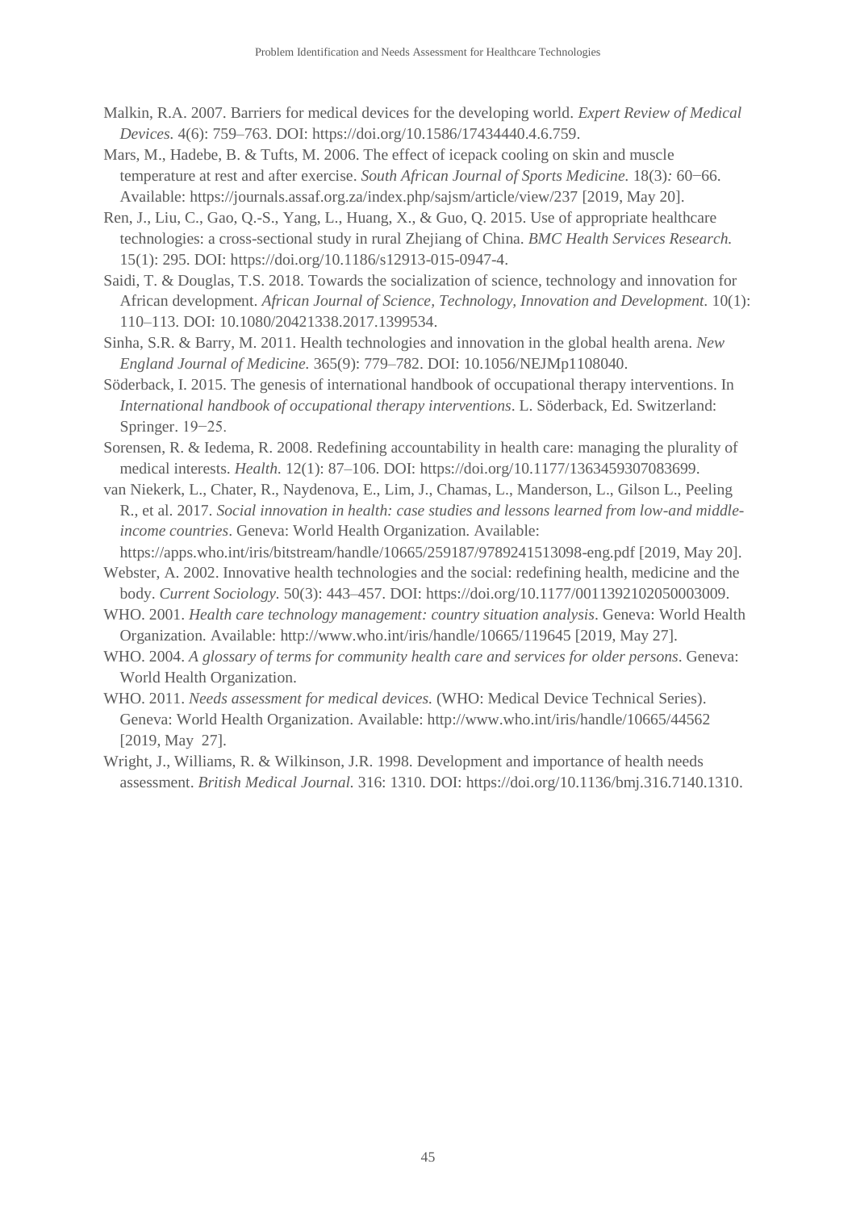Malkin, R.A. 2007. Barriers for medical devices for the developing world. *Expert Review of Medical Devices.* 4(6): 759–763. DOI: https://doi.org/10.1586/17434440.4.6.759.

Mars, M., Hadebe, B. & Tufts, M. 2006. The effect of icepack cooling on skin and muscle temperature at rest and after exercise. *South African Journal of Sports Medicine.* 18(3)*:* 60−66. Available: https://journals.assaf.org.za/index.php/sajsm/article/view/237 [2019, May 20].

Ren, J., Liu, C., Gao, Q.-S., Yang, L., Huang, X., & Guo, Q. 2015. Use of appropriate healthcare technologies: a cross-sectional study in rural Zhejiang of China. *BMC Health Services Research.* 15(1): 295. DOI: https://doi.org/10.1186/s12913-015-0947-4.

Saidi, T. & Douglas, T.S. 2018. Towards the socialization of science, technology and innovation for African development. *African Journal of Science, Technology, Innovation and Development.* 10(1): 110–113. DOI: 10.1080/20421338.2017.1399534.

Sinha, S.R. & Barry, M. 2011. Health technologies and innovation in the global health arena. *New England Journal of Medicine.* 365(9): 779–782. DOI: 10.1056/NEJMp1108040.

Söderback, I. 2015. The genesis of international handbook of occupational therapy interventions. In *International handbook of occupational therapy interventions*. L. Söderback, Ed. Switzerland: Springer. 19−25.

Sorensen, R. & Iedema, R. 2008. Redefining accountability in health care: managing the plurality of medical interests. *Health.* 12(1): 87–106. DOI: https://doi.org/10.1177/1363459307083699.

van Niekerk, L., Chater, R., Naydenova, E., Lim, J., Chamas, L., Manderson, L., Gilson L., Peeling R., et al. 2017. *Social innovation in health: case studies and lessons learned from low-and middle-income countries*. Geneva: World Health Organization*.* Available: https://apps.who.int/iris/bitstream/handle/10665/259187/9789241513098-eng.pdf [2019, May 20].

Webster, A. 2002. Innovative health technologies and the social: redefining health, medicine and the body. *Current Sociology.* 50(3): 443–457. DOI: https://doi.org/10.1177/0011392102050003009.

WHO. 2001. *Health care technology management: country situation analysis*. Geneva: World Health Organization*.* Available: http://www.who.int/iris/handle/10665/119645 [2019, May 27].

WHO. 2004. *A glossary of terms for community health care and services for older persons*. Geneva: World Health Organization.

WHO. 2011. *Needs assessment for medical devices.* (WHO: Medical Device Technical Series). Geneva: World Health Organization. Available: http://www.who.int/iris/handle/10665/44562 [2019, May 27].

Wright, J., Williams, R. & Wilkinson, J.R. 1998. Development and importance of health needs assessment. *British Medical Journal.* 316: 1310. DOI: https://doi.org/10.1136/bmj.316.7140.1310.